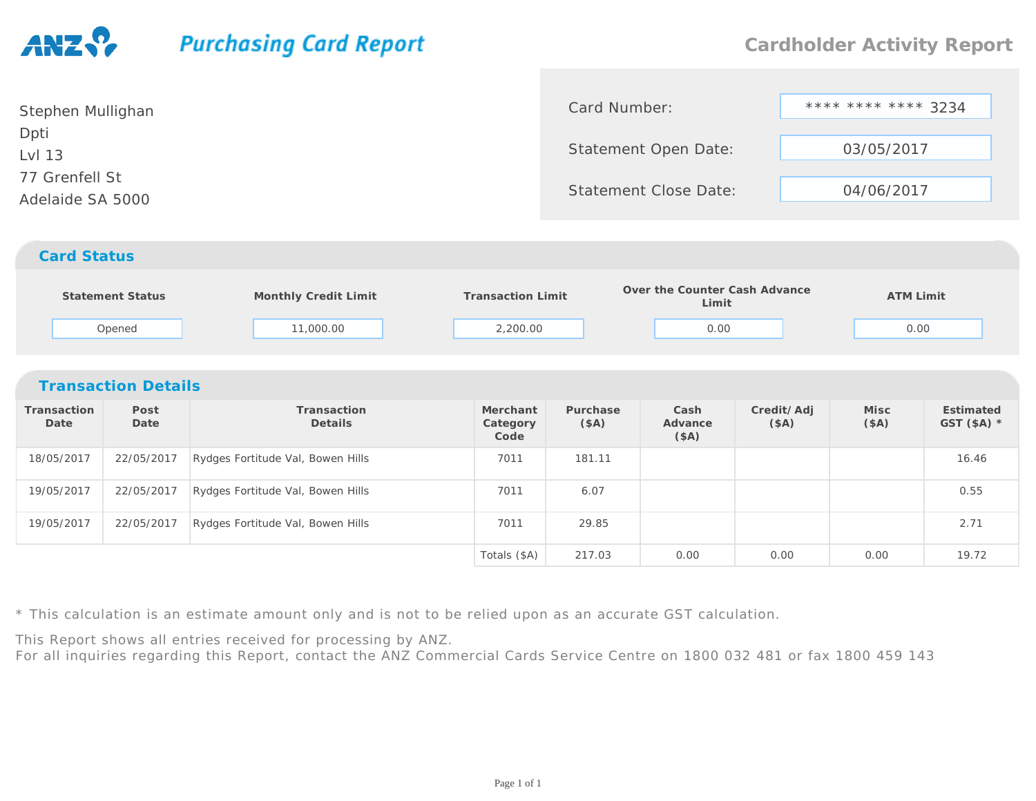ANZ

# Purchasing Card Report

## Cardholder Activity Report

Stephen Mullighan
Dpti
Lvl 13
77 Grenfell St
Adelaide SA 5000

| | |
|---|---|
| Card Number: | **** **** **** 3234 |
| Statement Open Date: | 03/05/2017 |
| Statement Close Date: | 04/06/2017 |

## Card Status

| Statement Status | Monthly Credit Limit | Transaction Limit | Over the Counter Cash Advance Limit | ATM Limit |
|---|---|---|---|---|
| Opened | 11,000.00 | 2,200.00 | 0.00 | 0.00 |

## Transaction Details

| Transaction Date | Post Date | Transaction Details | Merchant Category Code | Purchase ($A) | Cash Advance ($A) | Credit/ Adj ($A) | Misc ($A) | Estimated GST ($A) * |
|---|---|---|---|---|---|---|---|---|
| 18/05/2017 | 22/05/2017 | Rydges Fortitude Val, Bowen Hills | 7011 | 181.11 | | | | 16.46 |
| 19/05/2017 | 22/05/2017 | Rydges Fortitude Val, Bowen Hills | 7011 | 6.07 | | | | 0.55 |
| 19/05/2017 | 22/05/2017 | Rydges Fortitude Val, Bowen Hills | 7011 | 29.85 | | | | 2.71 |
| | | | Totals ($A) | 217.03 | 0.00 | 0.00 | 0.00 | 19.72 |

* This calculation is an estimate amount only and is not to be relied upon as an accurate GST calculation.

This Report shows all entries received for processing by ANZ.
For all inquiries regarding this Report, contact the ANZ Commercial Cards Service Centre on 1800 032 481 or fax 1800 459 143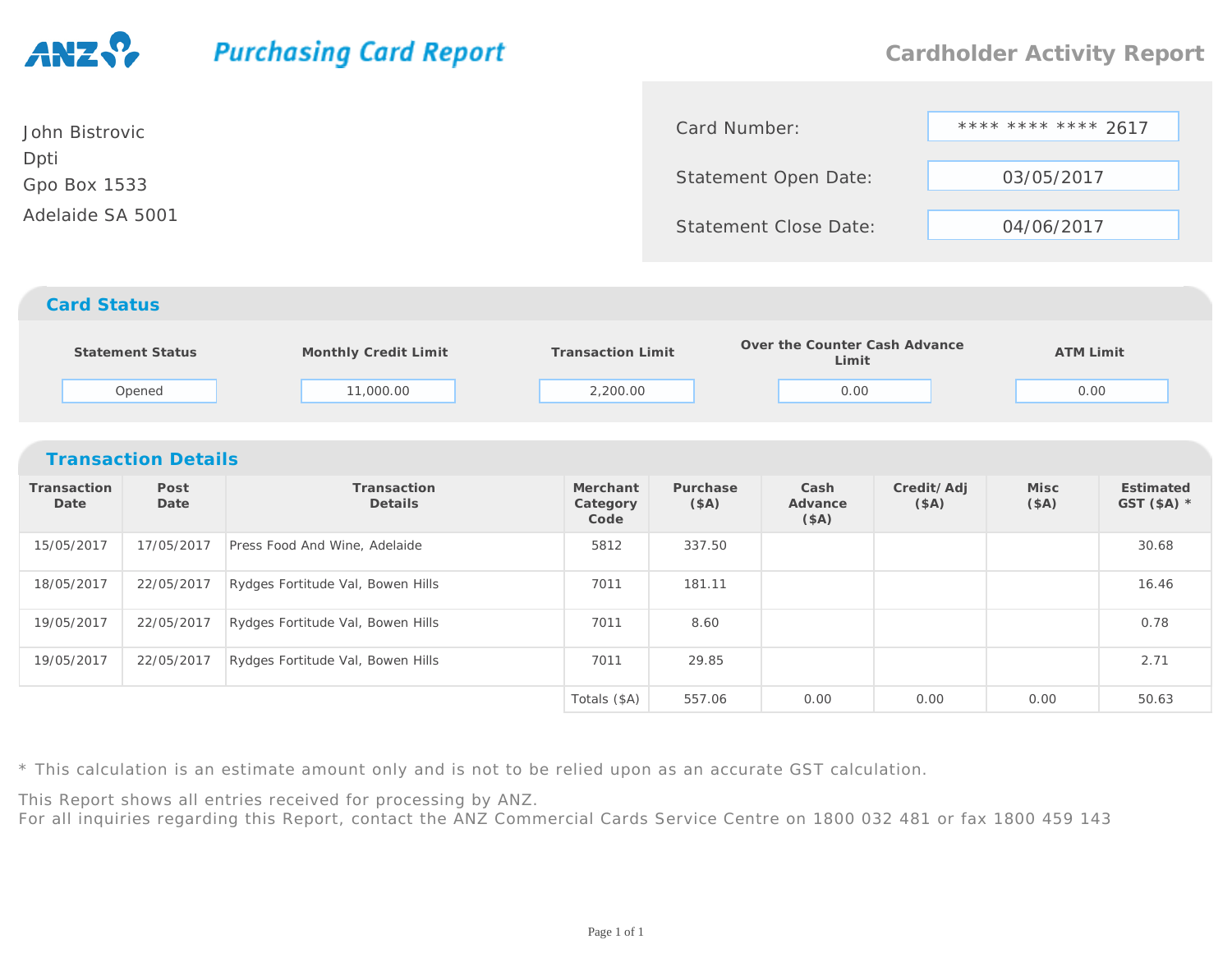ANZ **Purchasing Card Report**

## Cardholder Activity Report

John Bistrovic
Dpti
Gpo Box 1533
Adelaide SA 5001

| | |
|---|---|
| Card Number: | **** **** **** 2617 |
| Statement Open Date: | 03/05/2017 |
| Statement Close Date: | 04/06/2017 |

## Card Status

| Statement Status | Monthly Credit Limit | Transaction Limit | Over the Counter Cash Advance Limit | ATM Limit |
|---|---|---|---|---|
| Opened | 11,000.00 | 2,200.00 | 0.00 | 0.00 |

## Transaction Details

| Transaction Date | Post Date | Transaction Details | Merchant Category Code | Purchase ($A) | Cash Advance ($A) | Credit/ Adj ($A) | Misc ($A) | Estimated GST ($A) * |
|---|---|---|---|---|---|---|---|---|
| 15/05/2017 | 17/05/2017 | Press Food And Wine, Adelaide | 5812 | 337.50 | | | | 30.68 |
| 18/05/2017 | 22/05/2017 | Rydges Fortitude Val, Bowen Hills | 7011 | 181.11 | | | | 16.46 |
| 19/05/2017 | 22/05/2017 | Rydges Fortitude Val, Bowen Hills | 7011 | 8.60 | | | | 0.78 |
| 19/05/2017 | 22/05/2017 | Rydges Fortitude Val, Bowen Hills | 7011 | 29.85 | | | | 2.71 |
| | | | Totals ($A) | 557.06 | 0.00 | 0.00 | 0.00 | 50.63 |

* This calculation is an estimate amount only and is not to be relied upon as an accurate GST calculation.

This Report shows all entries received for processing by ANZ.
For all inquiries regarding this Report, contact the ANZ Commercial Cards Service Centre on 1800 032 481 or fax 1800 459 143